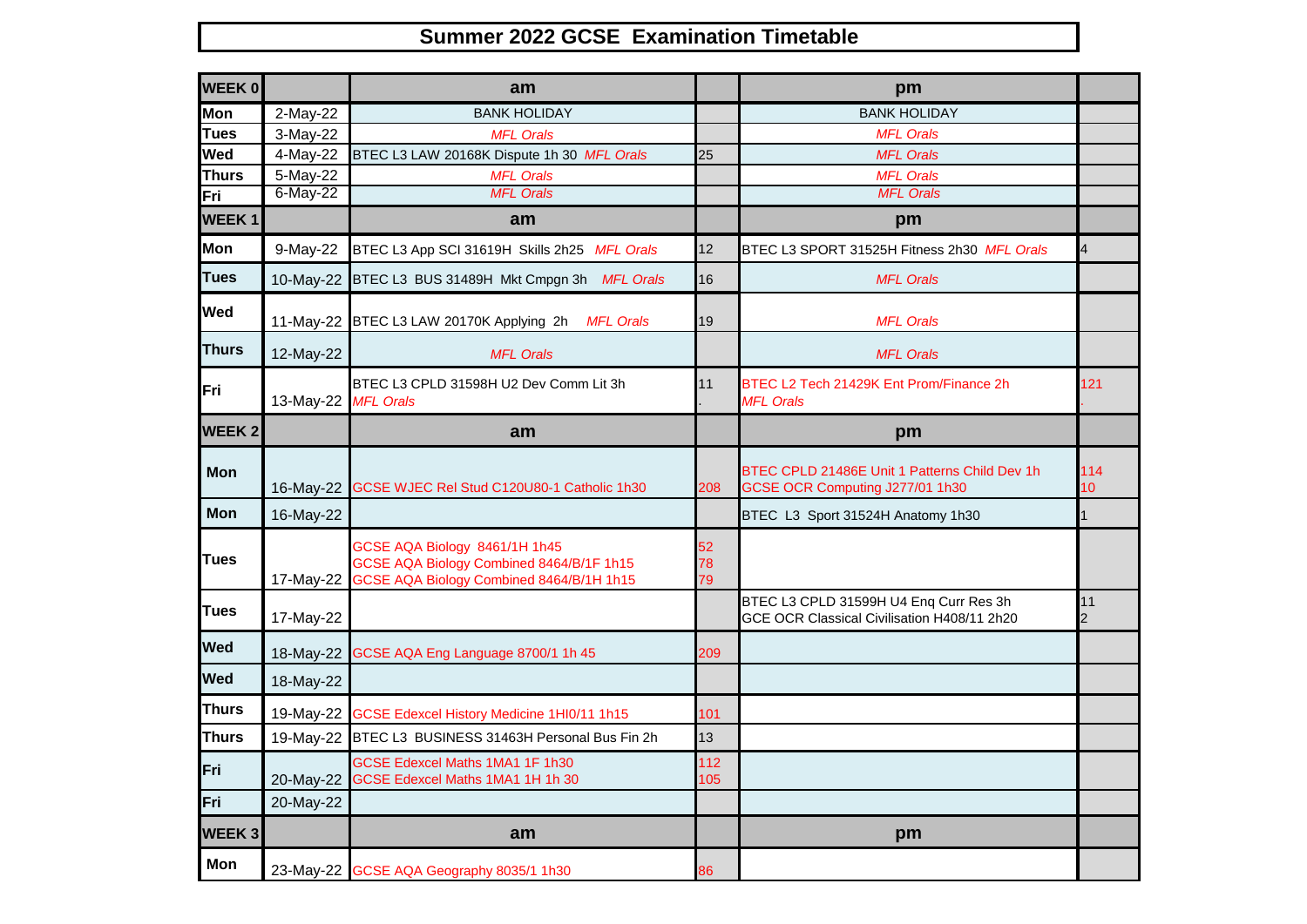# Summer 2022 GCSE Examination Timetable

| WEEK 0 | | am | | pm | |
|---|---|---|---|---|---|
| Mon | 2-May-22 | BANK HOLIDAY | | BANK HOLIDAY | |
| Tues | 3-May-22 | *MFL Orals* | | *MFL Orals* | |
| Wed | 4-May-22 | BTEC L3 LAW 20168K Dispute 1h 30 *MFL Orals* | 25 | *MFL Orals* | |
| Thurs | 5-May-22 | *MFL Orals* | | *MFL Orals* | |
| Fri | 6-May-22 | *MFL Orals* | | *MFL Orals* | |
| **WEEK 1** | | **am** | | **pm** | |
| Mon | 9-May-22 | BTEC L3 App SCI 31619H Skills 2h25 *MFL Orals* | 12 | BTEC L3 SPORT 31525H Fitness 2h30 *MFL Orals* | 4 |
| Tues | 10-May-22 | BTEC L3 BUS 31489H Mkt Cmpgn 3h *MFL Orals* | 16 | *MFL Orals* | |
| Wed | 11-May-22 | BTEC L3 LAW 20170K Applying 2h *MFL Orals* | 19 | *MFL Orals* | |
| Thurs | 12-May-22 | *MFL Orals* | | *MFL Orals* | |
| Fri | 13-May-22 | BTEC L3 CPLD 31598H U2 Dev Comm Lit 3h *MFL Orals* | 11 . | BTEC L2 Tech 21429K Ent Prom/Finance 2h *MFL Orals* | 121 . |
| **WEEK 2** | | **am** | | **pm** | |
| Mon | 16-May-22 | GCSE WJEC Rel Stud C120U80-1 Catholic 1h30 | 208 | BTEC CPLD 21486E Unit 1 Patterns Child Dev 1h<br>GCSE OCR Computing J277/01 1h30 | 114<br>10 |
| Mon | 16-May-22 | | | BTEC L3 Sport 31524H Anatomy 1h30 | 1 |
| Tues | 17-May-22 | GCSE AQA Biology 8461/1H 1h45<br>GCSE AQA Biology Combined 8464/B/1F 1h15<br>GCSE AQA Biology Combined 8464/B/1H 1h15 | 52<br>78<br>79 | | |
| Tues | 17-May-22 | | | BTEC L3 CPLD 31599H U4 Enq Curr Res 3h<br>GCE OCR Classical Civilisation H408/11 2h20 | 11<br>2 |
| Wed | 18-May-22 | GCSE AQA Eng Language 8700/1 1h 45 | 209 | | |
| Wed | 18-May-22 | | | | |
| Thurs | 19-May-22 | GCSE Edexcel History Medicine 1HI0/11 1h15 | 101 | | |
| Thurs | 19-May-22 | BTEC L3 BUSINESS 31463H Personal Bus Fin 2h | 13 | | |
| Fri | 20-May-22 | GCSE Edexcel Maths 1MA1 1F 1h30<br>GCSE Edexcel Maths 1MA1 1H 1h 30 | 112<br>105 | | |
| Fri | 20-May-22 | | | | |
| **WEEK 3** | | **am** | | **pm** | |
| Mon | 23-May-22 | GCSE AQA Geography 8035/1 1h30 | 86 | | |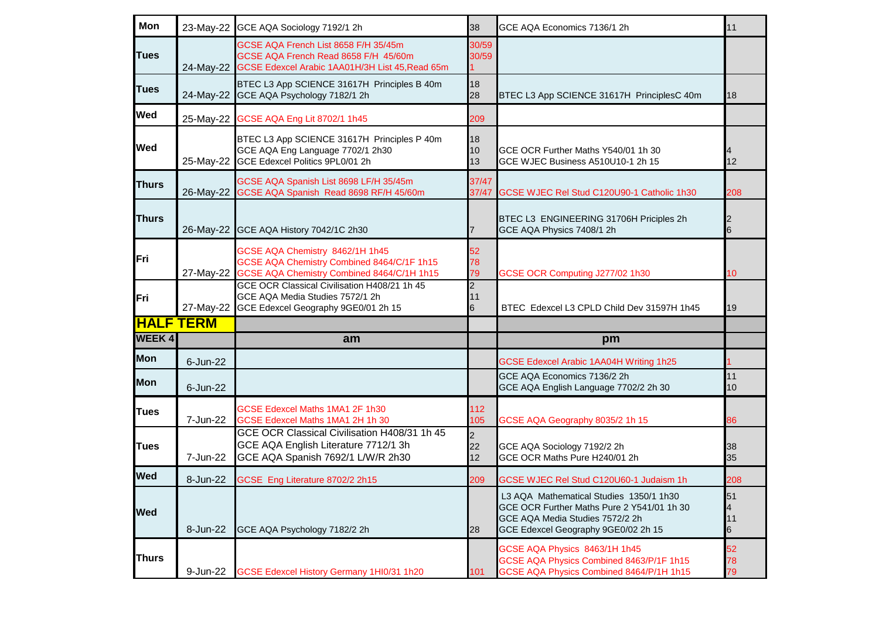| | | | | | |
|---|---|---|---|---|---|
| Mon | 23-May-22 | GCE AQA Sociology 7192/1 2h | 38 | GCE AQA Economics 7136/1 2h | 11 |
| Tues | 24-May-22 | GCSE AQA French List 8658 F/H 35/45m<br>GCSE AQA French Read 8658 F/H 45/60m<br>GCSE Edexcel Arabic 1AA01H/3H List 45,Read 65m | 30/59<br>30/59<br>1 | | |
| Tues | 24-May-22 | BTEC L3 App SCIENCE 31617H Principles B 40m<br>GCE AQA Psychology 7182/1 2h | 18<br>28 | BTEC L3 App SCIENCE 31617H PrinciplesC 40m | 18 |
| Wed | 25-May-22 | GCSE AQA Eng Lit 8702/1 1h45 | 209 | | |
| Wed | 25-May-22 | BTEC L3 App SCIENCE 31617H Principles P 40m<br>GCE AQA Eng Language 7702/1 2h30<br>GCE Edexcel Politics 9PL0/01 2h | 18<br>10<br>13 | GCE OCR Further Maths Y540/01 1h 30<br>GCE WJEC Business A510U10-1 2h 15 | 4<br>12 |
| Thurs | 26-May-22 | GCSE AQA Spanish List 8698 LF/H 35/45m<br>GCSE AQA Spanish Read 8698 RF/H 45/60m | 37/47<br>37/47 | GCSE WJEC Rel Stud C120U90-1 Catholic 1h30 | 208 |
| Thurs | 26-May-22 | GCE AQA History 7042/1C 2h30 | 7 | BTEC L3 ENGINEERING 31706H Priciples 2h<br>GCE AQA Physics 7408/1 2h | 2<br>6 |
| Fri | 27-May-22 | GCSE AQA Chemistry 8462/1H 1h45<br>GCSE AQA Chemistry Combined 8464/C/1F 1h15<br>GCSE AQA Chemistry Combined 8464/C/1H 1h15 | 52<br>78<br>79 | GCSE OCR Computing J277/02 1h30 | 10 |
| Fri | 27-May-22 | GCE OCR Classical Civilisation H408/21 1h 45<br>GCE AQA Media Studies 7572/1 2h<br>GCE Edexcel Geography 9GE0/01 2h 15 | 2<br>11<br>6 | BTEC Edexcel L3 CPLD Child Dev 31597H 1h45 | 19 |
| **HALF TERM** | | | | | |
| **WEEK 4** | | **am** | | **pm** | |
| Mon | 6-Jun-22 | | | GCSE Edexcel Arabic 1AA04H Writing 1h25 | 1 |
| Mon | 6-Jun-22 | | | GCE AQA Economics 7136/2 2h<br>GCE AQA English Language 7702/2 2h 30 | 11<br>10 |
| Tues | 7-Jun-22 | GCSE Edexcel Maths 1MA1 2F 1h30<br>GCSE Edexcel Maths 1MA1 2H 1h 30 | 112<br>105 | GCSE AQA Geography 8035/2 1h 15 | 86 |
| Tues | 7-Jun-22 | GCE OCR Classical Civilisation H408/31 1h 45<br>GCE AQA English Literature 7712/1 3h<br>GCE AQA Spanish 7692/1 L/W/R 2h30 | 2<br>22<br>12 | GCE AQA Sociology 7192/2 2h<br>GCE OCR Maths Pure H240/01 2h | 38<br>35 |
| Wed | 8-Jun-22 | GCSE Eng Literature 8702/2 2h15 | 209 | GCSE WJEC Rel Stud C120U60-1 Judaism 1h | 208 |
| Wed | 8-Jun-22 | GCE AQA Psychology 7182/2 2h | 28 | L3 AQA Mathematical Studies 1350/1 1h30<br>GCE OCR Further Maths Pure 2 Y541/01 1h 30<br>GCE AQA Media Studies 7572/2 2h<br>GCE Edexcel Geography 9GE0/02 2h 15 | 51<br>4<br>11<br>6 |
| Thurs | 9-Jun-22 | GCSE Edexcel History Germany 1HI0/31 1h20 | 101 | GCSE AQA Physics 8463/1H 1h45<br>GCSE AQA Physics Combined 8463/P/1F 1h15<br>GCSE AQA Physics Combined 8464/P/1H 1h15 | 52<br>78<br>79 |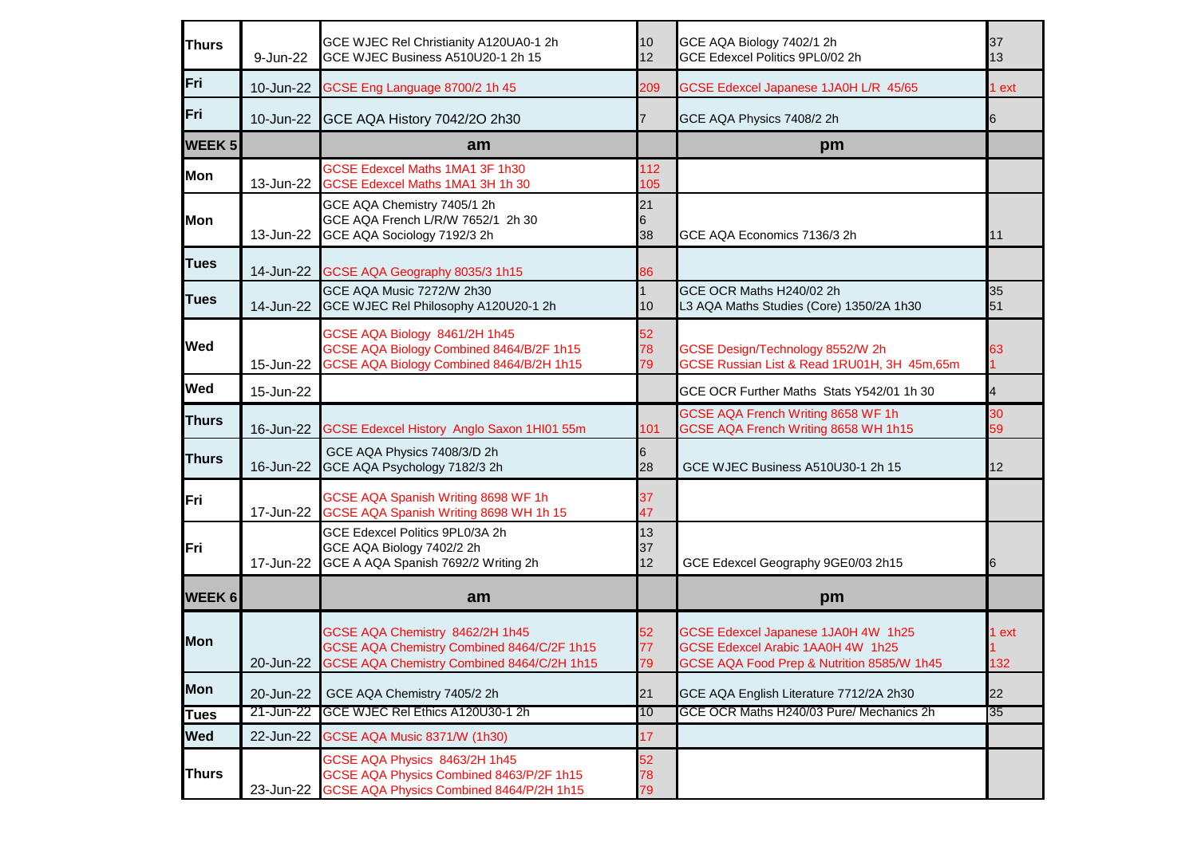| | | | | | |
|---|---|---|---|---|---|
| **Thurs** | 9-Jun-22 | GCE WJEC Rel Christianity A120UA0-1 2h<br>GCE WJEC Business A510U20-1 2h 15 | 10<br>12 | GCE AQA Biology 7402/1 2h<br>GCE Edexcel Politics 9PL0/02 2h | 37<br>13 |
| **Fri** | 10-Jun-22 | GCSE Eng Language 8700/2 1h 45 | 209 | GCSE Edexcel Japanese 1JA0H L/R 45/65 | 1 ext |
| **Fri** | 10-Jun-22 | GCE AQA History 7042/2O 2h30 | 7 | GCE AQA Physics 7408/2 2h | 6 |
| **WEEK 5** | | **am** | | **pm** | |
| **Mon** | 13-Jun-22 | GCSE Edexcel Maths 1MA1 3F 1h30<br>GCSE Edexcel Maths 1MA1 3H 1h 30 | 112<br>105 | | |
| **Mon** | 13-Jun-22 | GCE AQA Chemistry 7405/1 2h<br>GCE AQA French L/R/W 7652/1 2h 30<br>GCE AQA Sociology 7192/3 2h | 21<br>6<br>38 | GCE AQA Economics 7136/3 2h | 11 |
| **Tues** | 14-Jun-22 | GCSE AQA Geography 8035/3 1h15 | 86 | | |
| **Tues** | 14-Jun-22 | GCE AQA Music 7272/W 2h30<br>GCE WJEC Rel Philosophy A120U20-1 2h | 1<br>10 | GCE OCR Maths H240/02 2h<br>L3 AQA Maths Studies (Core) 1350/2A 1h30 | 35<br>51 |
| **Wed** | 15-Jun-22 | GCSE AQA Biology 8461/2H 1h45<br>GCSE AQA Biology Combined 8464/B/2F 1h15<br>GCSE AQA Biology Combined 8464/B/2H 1h15 | 52<br>78<br>79 | GCSE Design/Technology 8552/W 2h<br>GCSE Russian List & Read 1RU01H, 3H 45m,65m | 63<br>1 |
| **Wed** | 15-Jun-22 | | | GCE OCR Further Maths Stats Y542/01 1h 30 | 4 |
| **Thurs** | 16-Jun-22 | GCSE Edexcel History Anglo Saxon 1HI01 55m | 101 | GCSE AQA French Writing 8658 WF 1h<br>GCSE AQA French Writing 8658 WH 1h15 | 30<br>59 |
| **Thurs** | 16-Jun-22 | GCE AQA Physics 7408/3/D 2h<br>GCE AQA Psychology 7182/3 2h | 6<br>28 | GCE WJEC Business A510U30-1 2h 15 | 12 |
| **Fri** | 17-Jun-22 | GCSE AQA Spanish Writing 8698 WF 1h<br>GCSE AQA Spanish Writing 8698 WH 1h 15 | 37<br>47 | | |
| **Fri** | 17-Jun-22 | GCE Edexcel Politics 9PL0/3A 2h<br>GCE AQA Biology 7402/2 2h<br>GCE A AQA Spanish 7692/2 Writing 2h | 13<br>37<br>12 | GCE Edexcel Geography 9GE0/03 2h15 | 6 |
| **WEEK 6** | | **am** | | **pm** | |
| **Mon** | 20-Jun-22 | GCSE AQA Chemistry 8462/2H 1h45<br>GCSE AQA Chemistry Combined 8464/C/2F 1h15<br>GCSE AQA Chemistry Combined 8464/C/2H 1h15 | 52<br>77<br>79 | GCSE Edexcel Japanese 1JA0H 4W 1h25<br>GCSE Edexcel Arabic 1AA0H 4W 1h25<br>GCSE AQA Food Prep & Nutrition 8585/W 1h45 | 1 ext<br>1<br>132 |
| **Mon** | 20-Jun-22 | GCE AQA Chemistry 7405/2 2h | 21 | GCE AQA English Literature 7712/2A 2h30 | 22 |
| **Tues** | 21-Jun-22 | GCE WJEC Rel Ethics A120U30-1 2h | 10 | GCE OCR Maths H240/03 Pure/ Mechanics 2h | 35 |
| **Wed** | 22-Jun-22 | GCSE AQA Music 8371/W (1h30) | 17 | | |
| **Thurs** | 23-Jun-22 | GCSE AQA Physics 8463/2H 1h45<br>GCSE AQA Physics Combined 8463/P/2F 1h15<br>GCSE AQA Physics Combined 8464/P/2H 1h15 | 52<br>78<br>79 | | |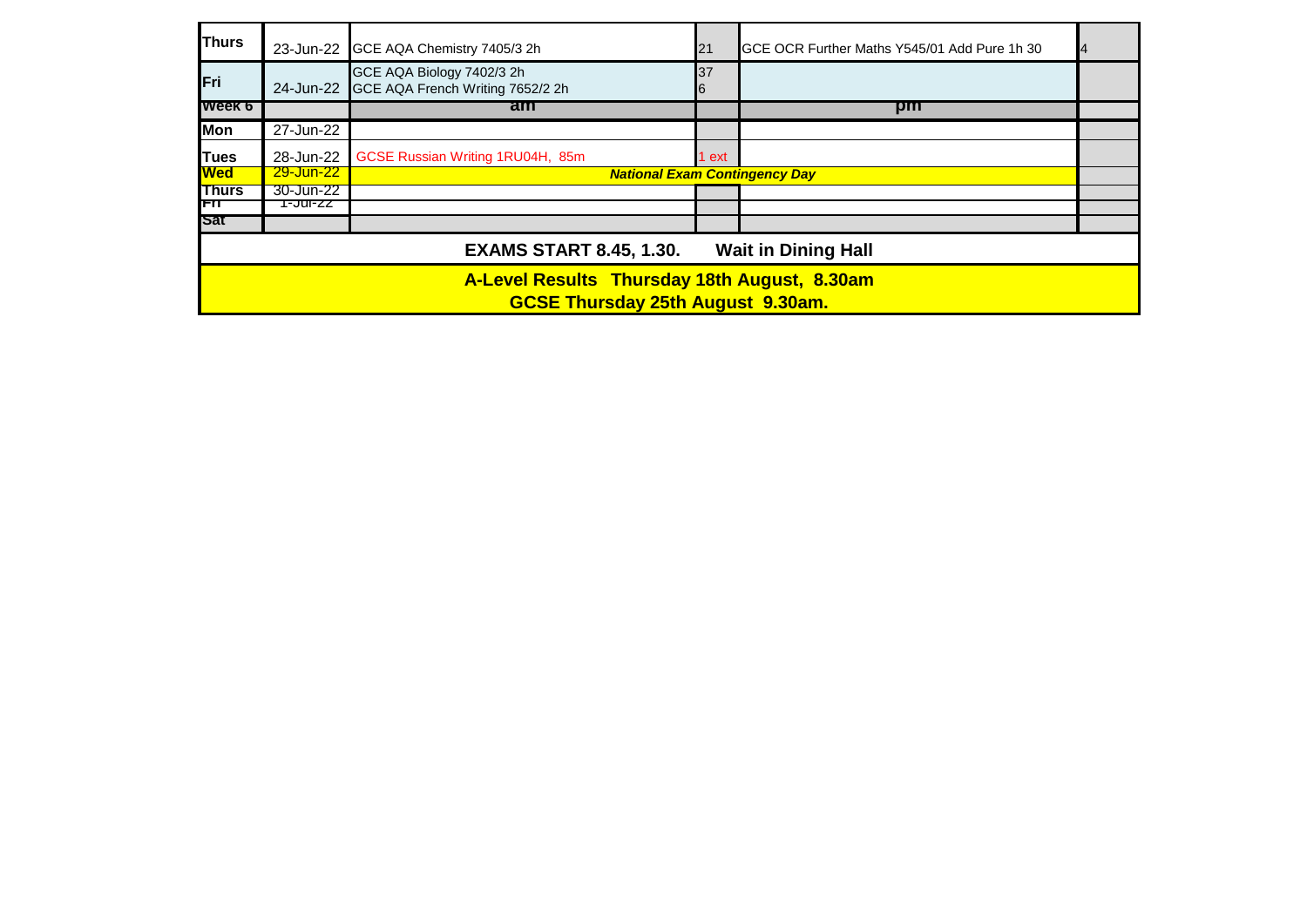| | | | | | |
|---|---|---|---|---|---|
| Thurs | 23-Jun-22 | GCE AQA Chemistry 7405/3 2h | 21 | GCE OCR Further Maths Y545/01 Add Pure 1h 30 | 4 |
| Fri | 24-Jun-22 | GCE AQA Biology 7402/3 2h<br>GCE AQA French Writing 7652/2 2h | 37<br>6 | | |
| Week 6 | | am | | pm | |
| Mon | 27-Jun-22 | | | | |
| Tues | 28-Jun-22 | GCSE Russian Writing 1RU04H, 85m | 1 ext | | |
| Wed | 29-Jun-22 | *National Exam Contingency Day* | | | |
| Thurs | 30-Jun-22 | | | | |
| Fri | 1-Jul-22 | | | | |
| Sat | | | | | |

**EXAMS START 8.45, 1.30. Wait in Dining Hall**

**A-Level Results Thursday 18th August, 8.30am**
**GCSE Thursday 25th August 9.30am.**